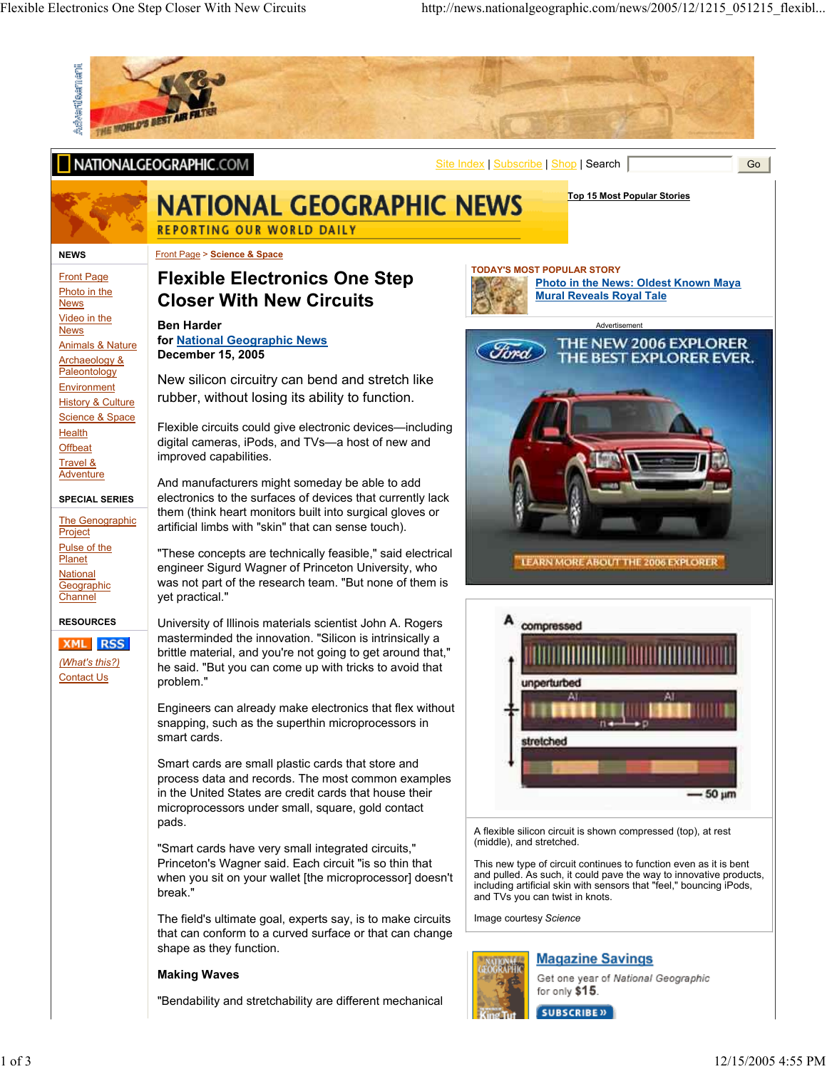Front Page > Science & Space

# Flexible Electronics One Step Closer With New Circuits

**Ben Harder**
**for National Geographic News**
**December 15, 2005**

New silicon circuitry can bend and stretch like rubber, without losing its ability to function.

Flexible circuits could give electronic devices—including digital cameras, iPods, and TVs—a host of new and improved capabilities.

And manufacturers might someday be able to add electronics to the surfaces of devices that currently lack them (think heart monitors built into surgical gloves or artificial limbs with "skin" that can sense touch).

"These concepts are technically feasible," said electrical engineer Sigurd Wagner of Princeton University, who was not part of the research team. "But none of them is yet practical."

University of Illinois materials scientist John A. Rogers masterminded the innovation. "Silicon is intrinsically a brittle material, and you're not going to get around that," he said. "But you can come up with tricks to avoid that problem."

Engineers can already make electronics that flex without snapping, such as the superthin microprocessors in smart cards.

Smart cards are small plastic cards that store and process data and records. The most common examples in the United States are credit cards that house their microprocessors under small, square, gold contact pads.

"Smart cards have very small integrated circuits," Princeton's Wagner said. Each circuit "is so thin that when you sit on your wallet [the microprocessor] doesn't break."

The field's ultimate goal, experts say, is to make circuits that can conform to a curved surface or that can change shape as they function.

A flexible silicon circuit is shown compressed (top), at rest (middle), and stretched.

This new type of circuit continues to function even as it is bent and pulled. As such, it could pave the way to innovative products, including artificial skin with sensors that "feel," bouncing iPods, and TVs you can twist in knots.

Image courtesy *Science*

### Making Waves

"Bendability and stretchability are different mechanical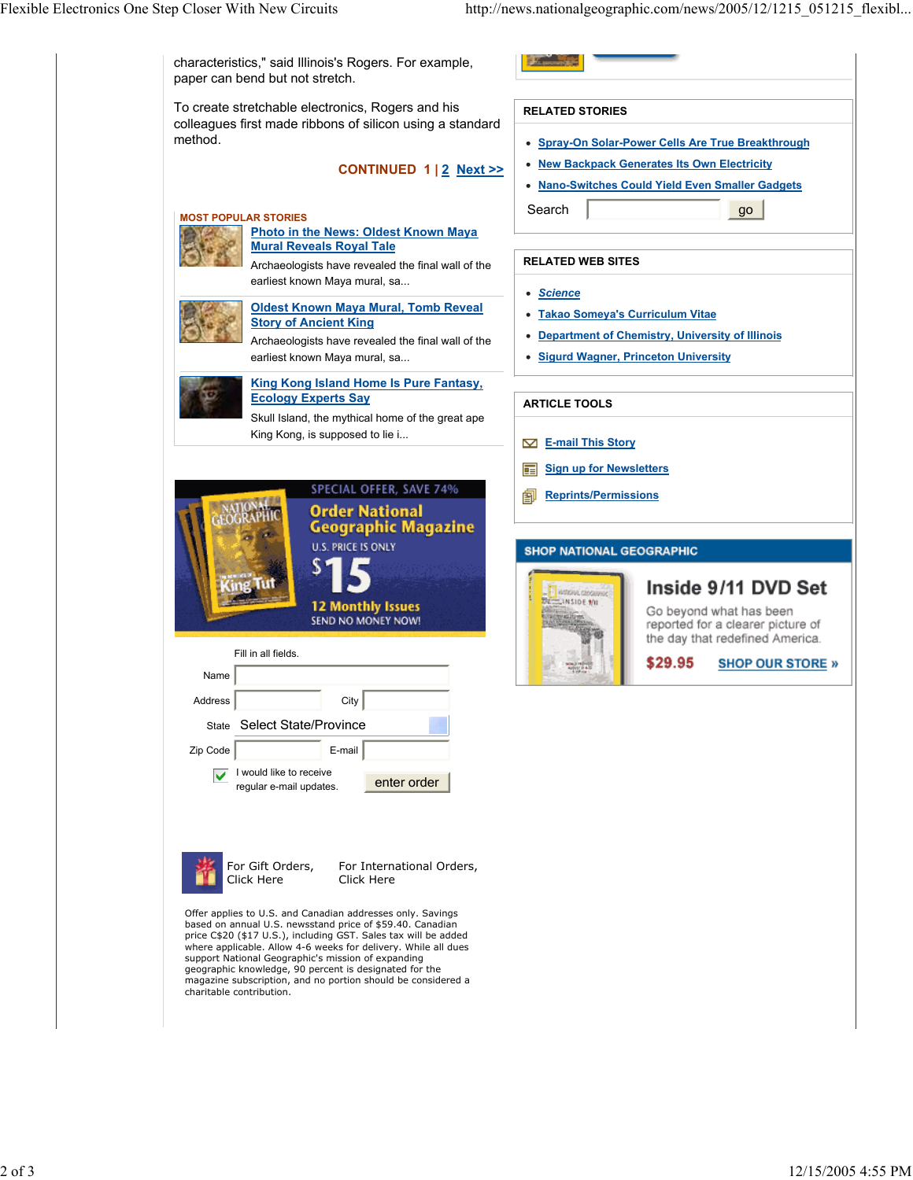characteristics," said Illinois's Rogers. For example, paper can bend but not stretch.

To create stretchable electronics, Rogers and his colleagues first made ribbons of silicon using a standard method.

**CONTINUED 1 | 2 Next >>**

**MOST POPULAR STORIES**

**Photo in the News: Oldest Known Maya Mural Reveals Royal Tale**

Archaeologists have revealed the final wall of the earliest known Maya mural, sa...

**Oldest Known Maya Mural, Tomb Reveal Story of Ancient King**

Archaeologists have revealed the final wall of the earliest known Maya mural, sa...

**King Kong Island Home Is Pure Fantasy, Ecology Experts Say**

Skull Island, the mythical home of the great ape King Kong, is supposed to lie i...

SPECIAL OFFER, SAVE 74%

Order National Geographic Magazine

U.S. PRICE IS ONLY $15

12 Monthly Issues

SEND NO MONEY NOW!

Fill in all fields.

Name

Address City

State Select State/Province

Zip Code E-mail

I would like to receive regular e-mail updates.

enter order

For Gift Orders, Click Here

For International Orders, Click Here

Offer applies to U.S. and Canadian addresses only. Savings based on annual U.S. newsstand price of $59.40. Canadian price C$20 ($17 U.S.), including GST. Sales tax will be added where applicable. Allow 4-6 weeks for delivery. While all dues support National Geographic's mission of expanding geographic knowledge, 90 percent is designated for the magazine subscription, and no portion should be considered a charitable contribution.

**RELATED STORIES**

- Spray-On Solar-Power Cells Are True Breakthrough
- New Backpack Generates Its Own Electricity
- Nano-Switches Could Yield Even Smaller Gadgets

Search go

**RELATED WEB SITES**

- *Science*
- Takao Someya's Curriculum Vitae
- Department of Chemistry, University of Illinois
- Sigurd Wagner, Princeton University

**ARTICLE TOOLS**

- E-mail This Story
- Sign up for Newsletters
- Reprints/Permissions

**SHOP NATIONAL GEOGRAPHIC**

**Inside 9/11 DVD Set**

Go beyond what has been reported for a clearer picture of the day that redefined America.

$29.95 SHOP OUR STORE »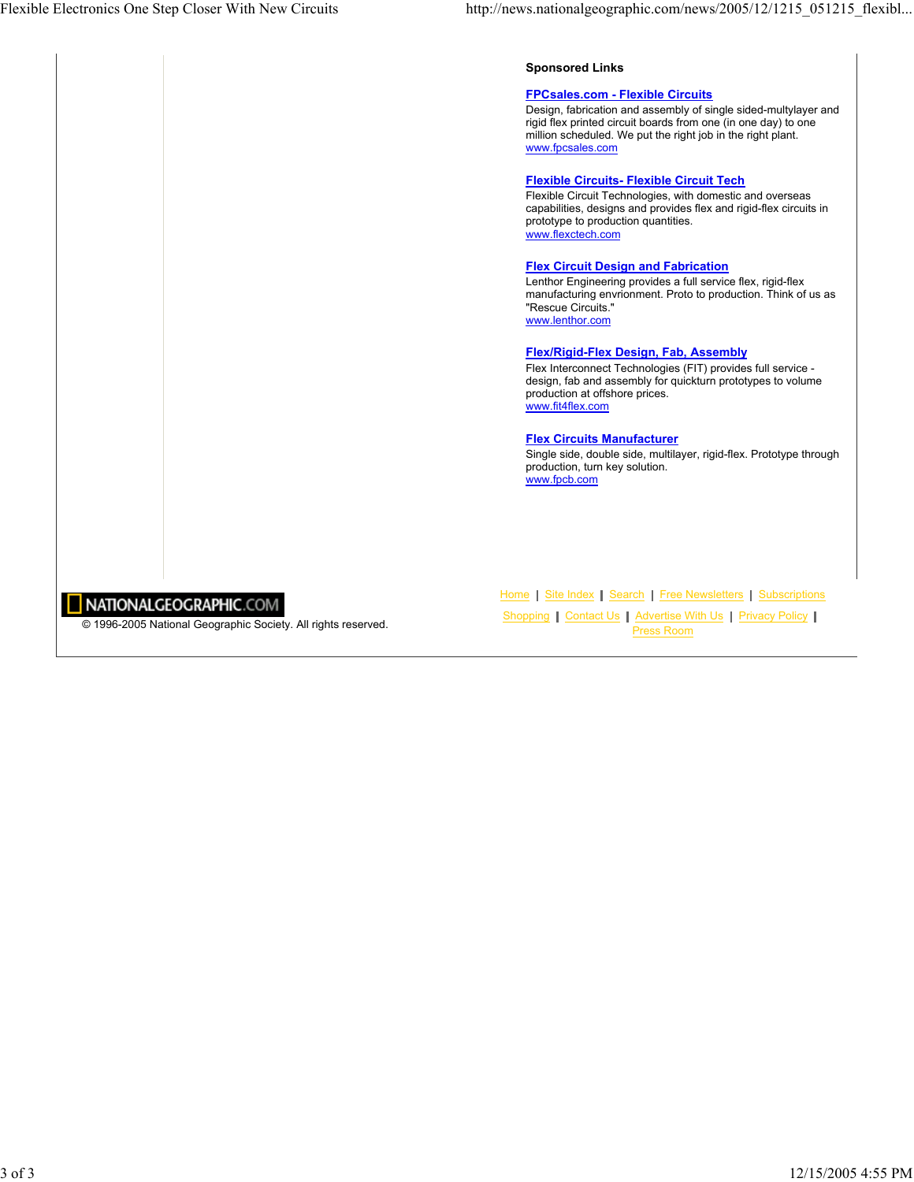**Sponsored Links**

**[FPCsales.com - Flexible Circuits](#)**
Design, fabrication and assembly of single sided-multylayer and rigid flex printed circuit boards from one (in one day) to one million scheduled. We put the right job in the right plant.
www.fpcsales.com

**[Flexible Circuits- Flexible Circuit Tech](#)**
Flexible Circuit Technologies, with domestic and overseas capabilities, designs and provides flex and rigid-flex circuits in prototype to production quantities.
www.flexctech.com

**[Flex Circuit Design and Fabrication](#)**
Lenthor Engineering provides a full service flex, rigid-flex manufacturing envrionment. Proto to production. Think of us as "Rescue Circuits."
www.lenthor.com

**[Flex/Rigid-Flex Design, Fab, Assembly](#)**
Flex Interconnect Technologies (FIT) provides full service - design, fab and assembly for quickturn prototypes to volume production at offshore prices.
www.fit4flex.com

**[Flex Circuits Manufacturer](#)**
Single side, double side, multilayer, rigid-flex. Prototype through production, turn key solution.
www.fpcb.com

NATIONALGEOGRAPHIC.COM

© 1996-2005 National Geographic Society. All rights reserved.

Home | Site Index | Search | Free Newsletters | Subscriptions
Shopping | Contact Us | Advertise With Us | Privacy Policy | Press Room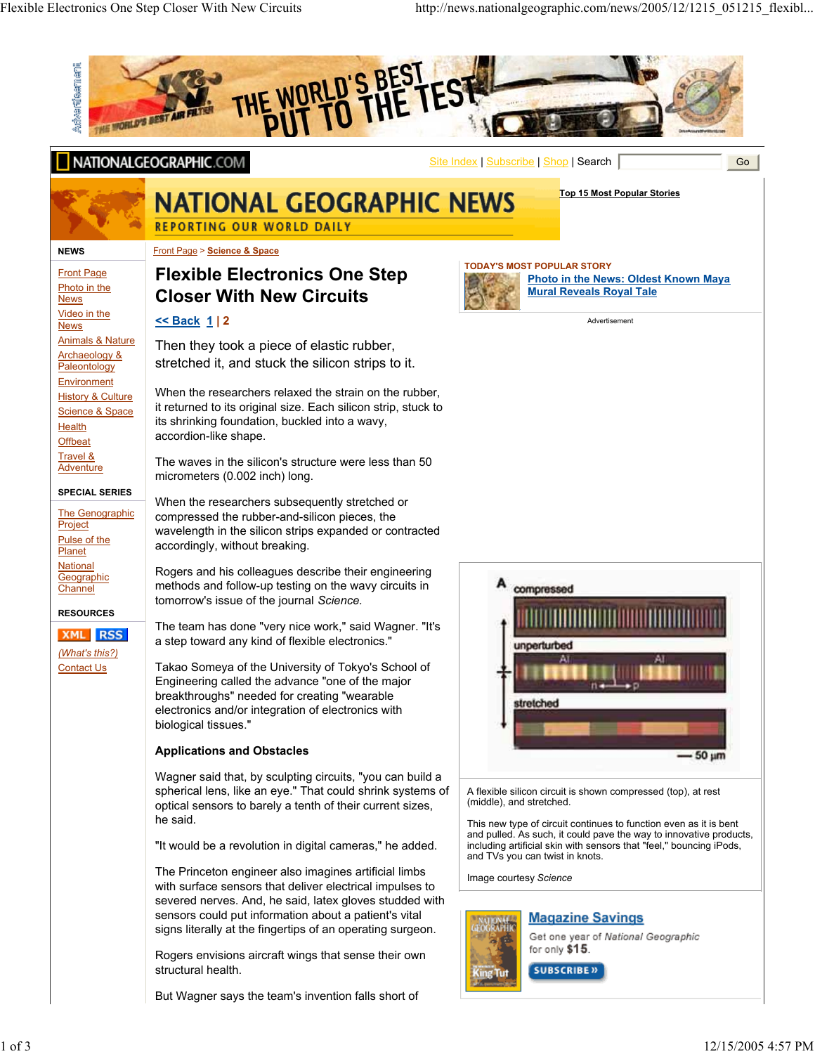# Flexible Electronics One Step Closer With New Circuits

<< Back 1 | 2

Then they took a piece of elastic rubber, stretched it, and stuck the silicon strips to it.

When the researchers relaxed the strain on the rubber, it returned to its original size. Each silicon strip, stuck to its shrinking foundation, buckled into a wavy, accordion-like shape.

The waves in the silicon's structure were less than 50 micrometers (0.002 inch) long.

When the researchers subsequently stretched or compressed the rubber-and-silicon pieces, the wavelength in the silicon strips expanded or contracted accordingly, without breaking.

Rogers and his colleagues describe their engineering methods and follow-up testing on the wavy circuits in tomorrow's issue of the journal *Science.*

The team has done "very nice work," said Wagner. "It's a step toward any kind of flexible electronics."

Takao Someya of the University of Tokyo's School of Engineering called the advance "one of the major breakthroughs" needed for creating "wearable electronics and/or integration of electronics with biological tissues."

A flexible silicon circuit is shown compressed (top), at rest (middle), and stretched.

This new type of circuit continues to function even as it is bent and pulled. As such, it could pave the way to innovative products, including artificial skin with sensors that "feel," bouncing iPods, and TVs you can twist in knots.

Image courtesy *Science*

**Applications and Obstacles**

Wagner said that, by sculpting circuits, "you can build a spherical lens, like an eye." That could shrink systems of optical sensors to barely a tenth of their current sizes, he said.

"It would be a revolution in digital cameras," he added.

The Princeton engineer also imagines artificial limbs with surface sensors that deliver electrical impulses to severed nerves. And, he said, latex gloves studded with sensors could put information about a patient's vital signs literally at the fingertips of an operating surgeon.

Rogers envisions aircraft wings that sense their own structural health.

But Wagner says the team's invention falls short of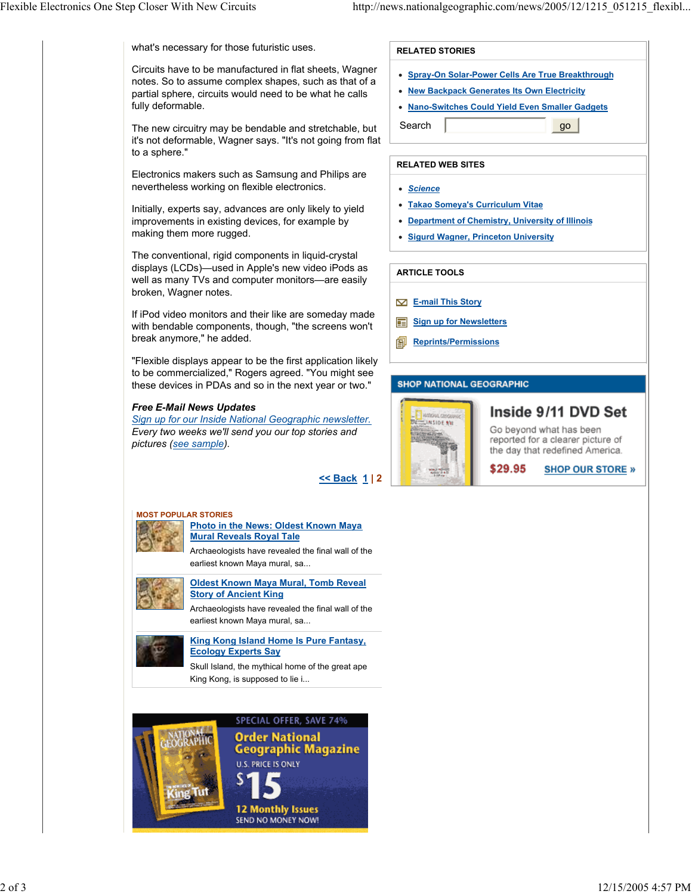what's necessary for those futuristic uses.

Circuits have to be manufactured in flat sheets, Wagner notes. So to assume complex shapes, such as that of a partial sphere, circuits would need to be what he calls fully deformable.

The new circuitry may be bendable and stretchable, but it's not deformable, Wagner says. "It's not going from flat to a sphere."

Electronics makers such as Samsung and Philips are nevertheless working on flexible electronics.

Initially, experts say, advances are only likely to yield improvements in existing devices, for example by making them more rugged.

The conventional, rigid components in liquid-crystal displays (LCDs)—used in Apple's new video iPods as well as many TVs and computer monitors—are easily broken, Wagner notes.

If iPod video monitors and their like are someday made with bendable components, though, "the screens won't break anymore," he added.

"Flexible displays appear to be the first application likely to be commercialized," Rogers agreed. "You might see these devices in PDAs and so in the next year or two."

***Free E-Mail News Updates***
*Sign up for our Inside National Geographic newsletter.*
*Every two weeks we'll send you our top stories and pictures (see sample).*

<< Back 1 | 2

**MOST POPULAR STORIES**

**Photo in the News: Oldest Known Maya Mural Reveals Royal Tale**
Archaeologists have revealed the final wall of the earliest known Maya mural, sa...

**Oldest Known Maya Mural, Tomb Reveal Story of Ancient King**
Archaeologists have revealed the final wall of the earliest known Maya mural, sa...

**King Kong Island Home Is Pure Fantasy, Ecology Experts Say**
Skull Island, the mythical home of the great ape King Kong, is supposed to lie i...

SPECIAL OFFER, SAVE 74%
Order National Geographic Magazine
U.S. PRICE IS ONLY $15
12 Monthly Issues
SEND NO MONEY NOW!

**RELATED STORIES**

- Spray-On Solar-Power Cells Are True Breakthrough
- New Backpack Generates Its Own Electricity
- Nano-Switches Could Yield Even Smaller Gadgets

Search [ ] go

**RELATED WEB SITES**

- *Science*
- Takao Someya's Curriculum Vitae
- Department of Chemistry, University of Illinois
- Sigurd Wagner, Princeton University

**ARTICLE TOOLS**

- E-mail This Story
- Sign up for Newsletters
- Reprints/Permissions

**SHOP NATIONAL GEOGRAPHIC**

**Inside 9/11 DVD Set**
Go beyond what has been reported for a clearer picture of the day that redefined America.
$29.95 SHOP OUR STORE »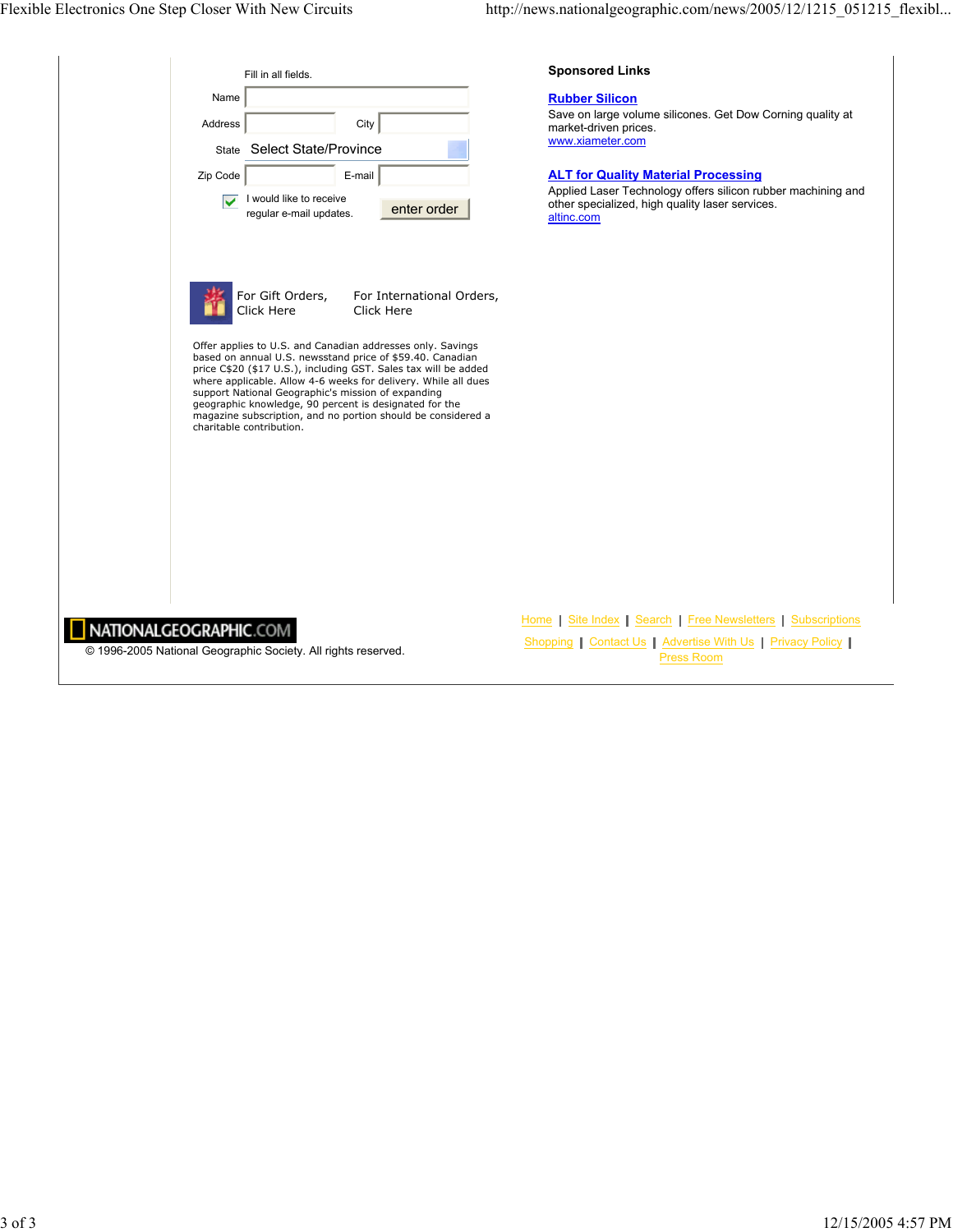Fill in all fields.

Name

Address City

State Select State/Province

Zip Code E-mail

I would like to receive regular e-mail updates.

enter order

For Gift Orders, Click Here

For International Orders, Click Here

Offer applies to U.S. and Canadian addresses only. Savings based on annual U.S. newsstand price of $59.40. Canadian price C$20 ($17 U.S.), including GST. Sales tax will be added where applicable. Allow 4-6 weeks for delivery. While all dues support National Geographic's mission of expanding geographic knowledge, 90 percent is designated for the magazine subscription, and no portion should be considered a charitable contribution.

**Sponsored Links**

**Rubber Silicon**

Save on large volume silicones. Get Dow Corning quality at market-driven prices.

www.xiameter.com

**ALT for Quality Material Processing**

Applied Laser Technology offers silicon rubber machining and other specialized, high quality laser services.

altinc.com

NATIONALGEOGRAPHIC.COM

© 1996-2005 National Geographic Society. All rights reserved.

Home | Site Index | Search | Free Newsletters | Subscriptions

Shopping | Contact Us | Advertise With Us | Privacy Policy | Press Room